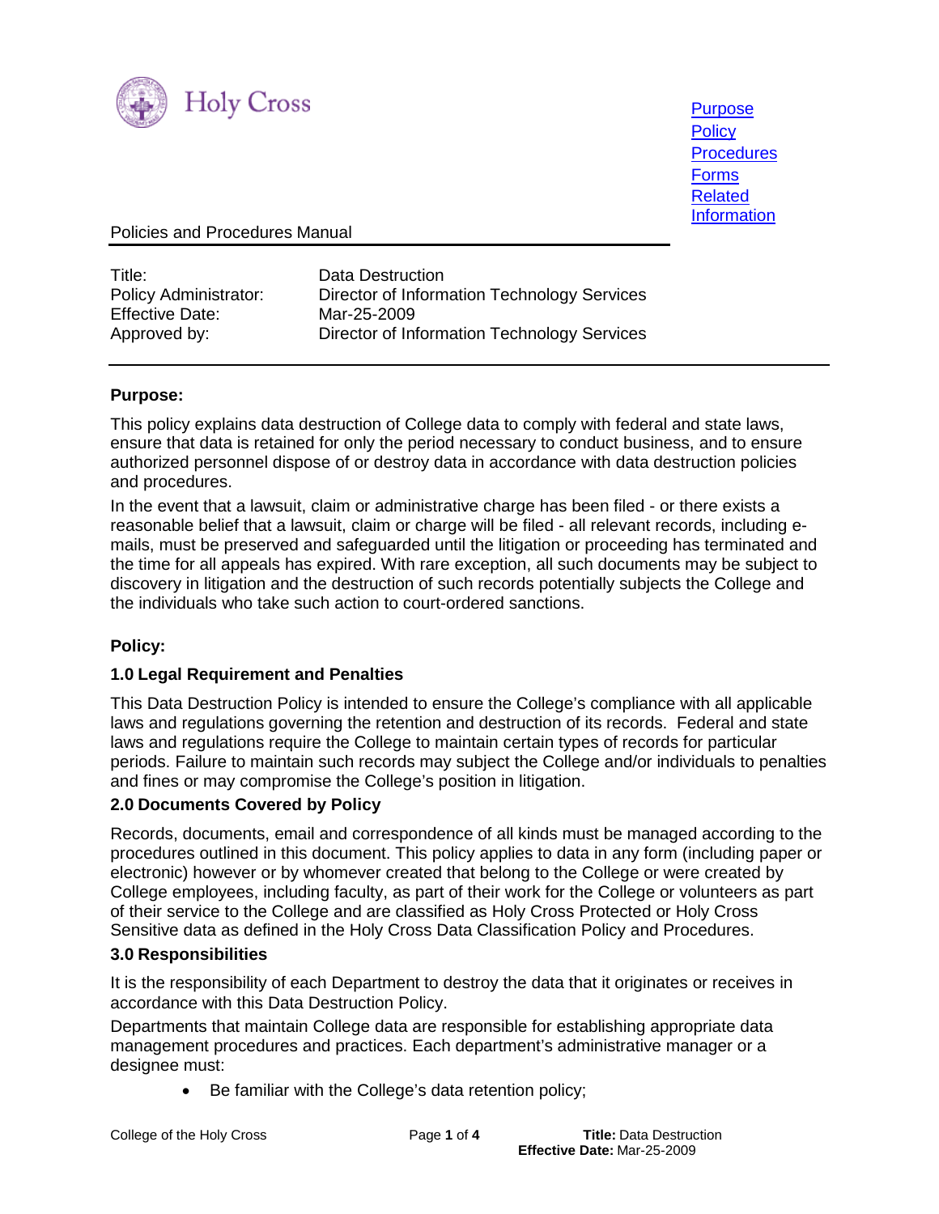Holy Cross

Purpose
Policy
Procedures
Forms
Related Information

Policies and Procedures Manual

| | |
|---|---|
| Title: | Data Destruction |
| Policy Administrator: | Director of Information Technology Services |
| Effective Date: | Mar-25-2009 |
| Approved by: | Director of Information Technology Services |

**Purpose:**

This policy explains data destruction of College data to comply with federal and state laws, ensure that data is retained for only the period necessary to conduct business, and to ensure authorized personnel dispose of or destroy data in accordance with data destruction policies and procedures.

In the event that a lawsuit, claim or administrative charge has been filed - or there exists a reasonable belief that a lawsuit, claim or charge will be filed - all relevant records, including e-mails, must be preserved and safeguarded until the litigation or proceeding has terminated and the time for all appeals has expired. With rare exception, all such documents may be subject to discovery in litigation and the destruction of such records potentially subjects the College and the individuals who take such action to court-ordered sanctions.

**Policy:**

**1.0 Legal Requirement and Penalties**

This Data Destruction Policy is intended to ensure the College's compliance with all applicable laws and regulations governing the retention and destruction of its records. Federal and state laws and regulations require the College to maintain certain types of records for particular periods. Failure to maintain such records may subject the College and/or individuals to penalties and fines or may compromise the College's position in litigation.

**2.0 Documents Covered by Policy**

Records, documents, email and correspondence of all kinds must be managed according to the procedures outlined in this document. This policy applies to data in any form (including paper or electronic) however or by whomever created that belong to the College or were created by College employees, including faculty, as part of their work for the College or volunteers as part of their service to the College and are classified as Holy Cross Protected or Holy Cross Sensitive data as defined in the Holy Cross Data Classification Policy and Procedures.

**3.0 Responsibilities**

It is the responsibility of each Department to destroy the data that it originates or receives in accordance with this Data Destruction Policy.

Departments that maintain College data are responsible for establishing appropriate data management procedures and practices. Each department's administrative manager or a designee must:

- Be familiar with the College's data retention policy;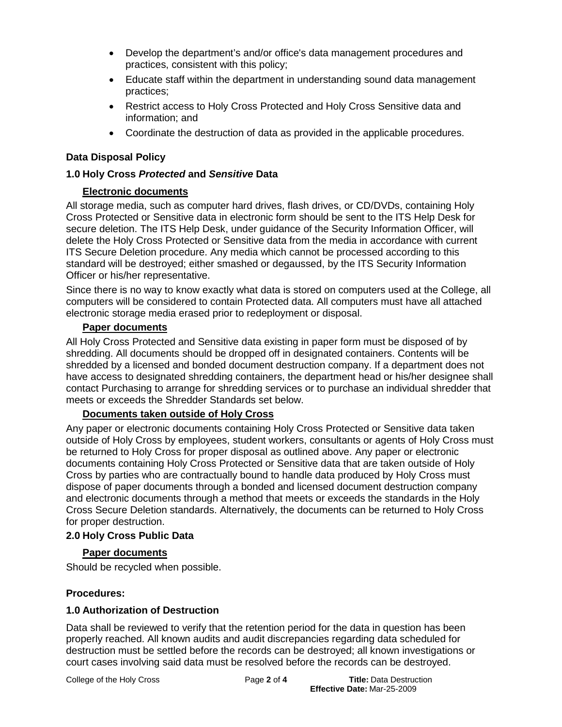- Develop the department's and/or office's data management procedures and practices, consistent with this policy;
- Educate staff within the department in understanding sound data management practices;
- Restrict access to Holy Cross Protected and Holy Cross Sensitive data and information; and
- Coordinate the destruction of data as provided in the applicable procedures.

## Data Disposal Policy

### 1.0 Holy Cross *Protected* and *Sensitive* Data

#### Electronic documents

All storage media, such as computer hard drives, flash drives, or CD/DVDs, containing Holy Cross Protected or Sensitive data in electronic form should be sent to the ITS Help Desk for secure deletion. The ITS Help Desk, under guidance of the Security Information Officer, will delete the Holy Cross Protected or Sensitive data from the media in accordance with current ITS Secure Deletion procedure. Any media which cannot be processed according to this standard will be destroyed; either smashed or degaussed, by the ITS Security Information Officer or his/her representative.

Since there is no way to know exactly what data is stored on computers used at the College, all computers will be considered to contain Protected data. All computers must have all attached electronic storage media erased prior to redeployment or disposal.

#### Paper documents

All Holy Cross Protected and Sensitive data existing in paper form must be disposed of by shredding. All documents should be dropped off in designated containers. Contents will be shredded by a licensed and bonded document destruction company. If a department does not have access to designated shredding containers, the department head or his/her designee shall contact Purchasing to arrange for shredding services or to purchase an individual shredder that meets or exceeds the Shredder Standards set below.

#### Documents taken outside of Holy Cross

Any paper or electronic documents containing Holy Cross Protected or Sensitive data taken outside of Holy Cross by employees, student workers, consultants or agents of Holy Cross must be returned to Holy Cross for proper disposal as outlined above. Any paper or electronic documents containing Holy Cross Protected or Sensitive data that are taken outside of Holy Cross by parties who are contractually bound to handle data produced by Holy Cross must dispose of paper documents through a bonded and licensed document destruction company and electronic documents through a method that meets or exceeds the standards in the Holy Cross Secure Deletion standards. Alternatively, the documents can be returned to Holy Cross for proper destruction.

### 2.0 Holy Cross Public Data

#### Paper documents

Should be recycled when possible.

## Procedures:

### 1.0 Authorization of Destruction

Data shall be reviewed to verify that the retention period for the data in question has been properly reached. All known audits and audit discrepancies regarding data scheduled for destruction must be settled before the records can be destroyed; all known investigations or court cases involving said data must be resolved before the records can be destroyed.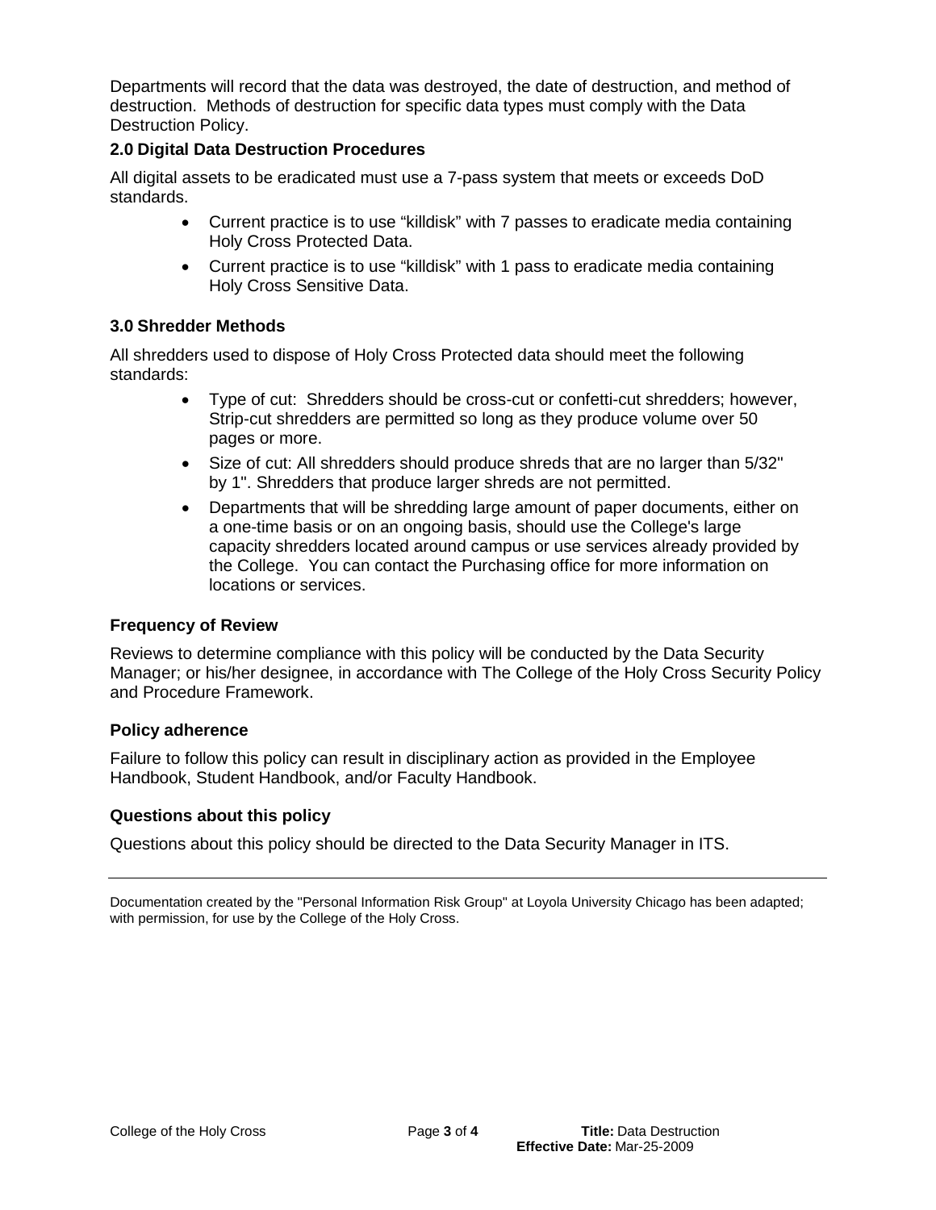Departments will record that the data was destroyed, the date of destruction, and method of destruction. Methods of destruction for specific data types must comply with the Data Destruction Policy.

### 2.0 Digital Data Destruction Procedures

All digital assets to be eradicated must use a 7-pass system that meets or exceeds DoD standards.

- Current practice is to use "killdisk" with 7 passes to eradicate media containing Holy Cross Protected Data.
- Current practice is to use "killdisk" with 1 pass to eradicate media containing Holy Cross Sensitive Data.

### 3.0 Shredder Methods

All shredders used to dispose of Holy Cross Protected data should meet the following standards:

- Type of cut: Shredders should be cross-cut or confetti-cut shredders; however, Strip-cut shredders are permitted so long as they produce volume over 50 pages or more.
- Size of cut: All shredders should produce shreds that are no larger than 5/32" by 1". Shredders that produce larger shreds are not permitted.
- Departments that will be shredding large amount of paper documents, either on a one-time basis or on an ongoing basis, should use the College's large capacity shredders located around campus or use services already provided by the College. You can contact the Purchasing office for more information on locations or services.

### Frequency of Review

Reviews to determine compliance with this policy will be conducted by the Data Security Manager; or his/her designee, in accordance with The College of the Holy Cross Security Policy and Procedure Framework.

### Policy adherence

Failure to follow this policy can result in disciplinary action as provided in the Employee Handbook, Student Handbook, and/or Faculty Handbook.

### Questions about this policy

Questions about this policy should be directed to the Data Security Manager in ITS.

---

Documentation created by the "Personal Information Risk Group" at Loyola University Chicago has been adapted; with permission, for use by the College of the Holy Cross.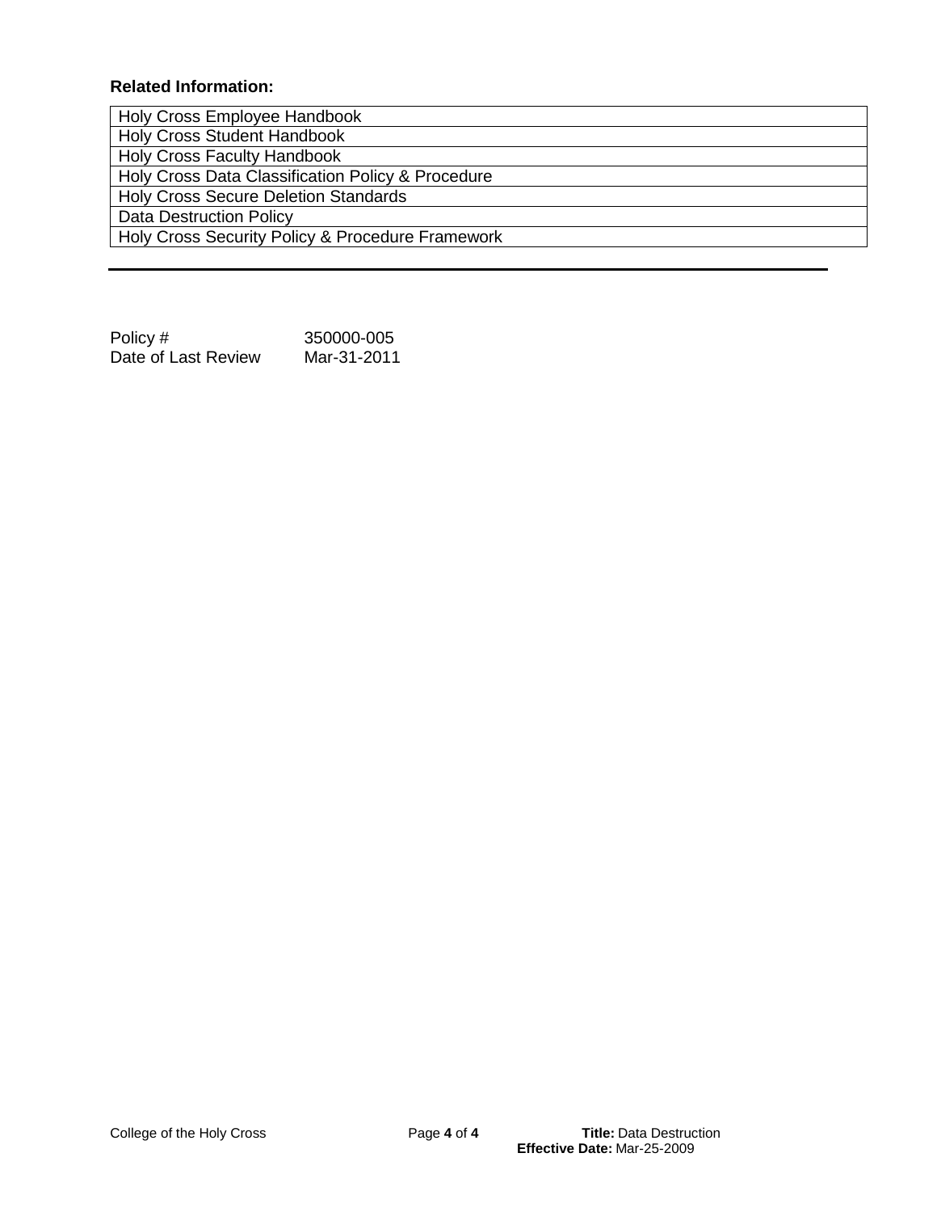**Related Information:**

| |
|---|
| Holy Cross Employee Handbook |
| Holy Cross Student Handbook |
| Holy Cross Faculty Handbook |
| Holy Cross Data Classification Policy & Procedure |
| Holy Cross Secure Deletion Standards |
| Data Destruction Policy |
| Holy Cross Security Policy & Procedure Framework |

---

Policy # 350000-005
Date of Last Review Mar-31-2011